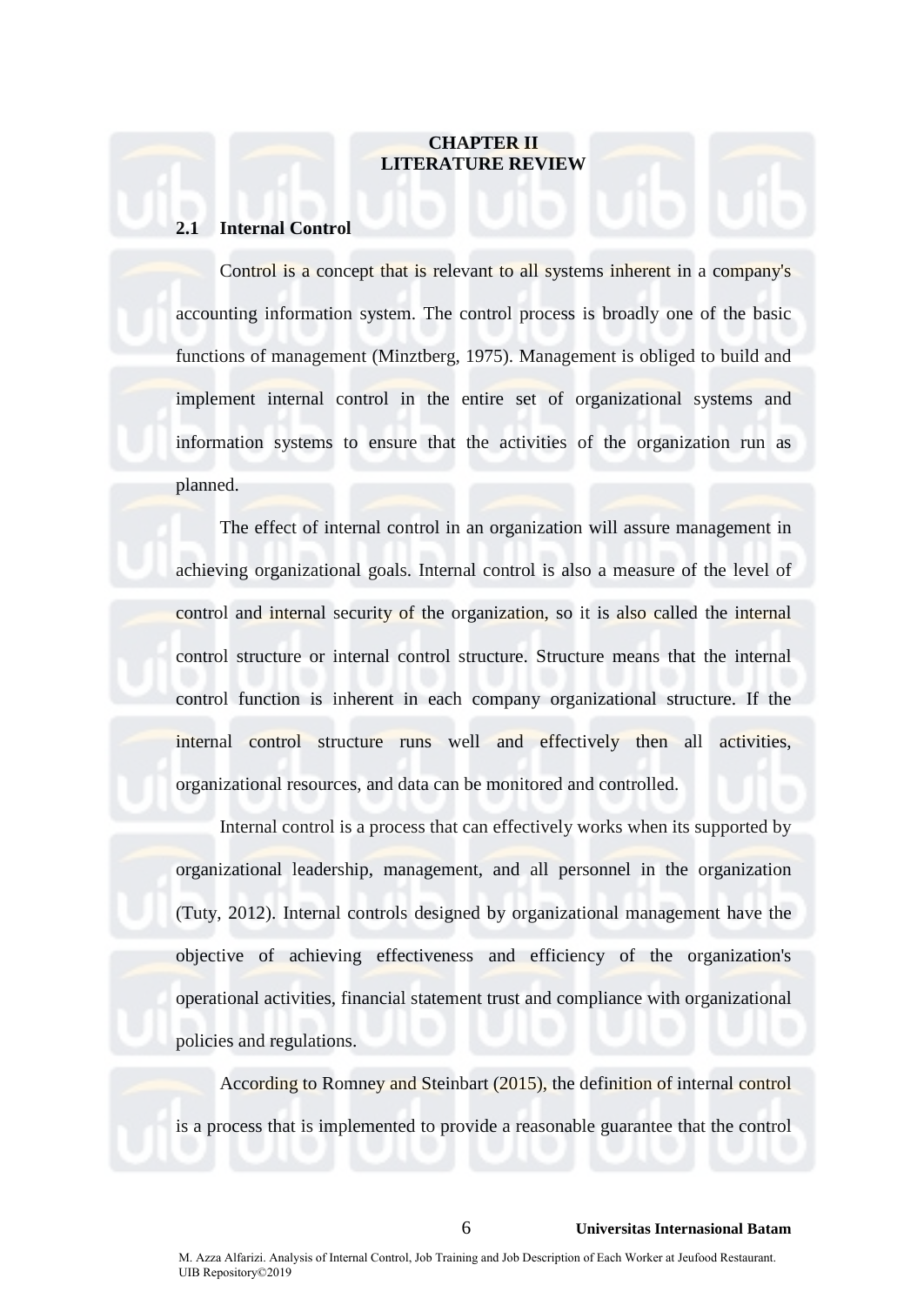# CHAPTER II
# LITERATURE REVIEW

## 2.1 Internal Control

Control is a concept that is relevant to all systems inherent in a company's accounting information system. The control process is broadly one of the basic functions of management (Minztberg, 1975). Management is obliged to build and implement internal control in the entire set of organizational systems and information systems to ensure that the activities of the organization run as planned.

The effect of internal control in an organization will assure management in achieving organizational goals. Internal control is also a measure of the level of control and internal security of the organization, so it is also called the internal control structure or internal control structure. Structure means that the internal control function is inherent in each company organizational structure. If the internal control structure runs well and effectively then all activities, organizational resources, and data can be monitored and controlled.

Internal control is a process that can effectively works when its supported by organizational leadership, management, and all personnel in the organization (Tuty, 2012). Internal controls designed by organizational management have the objective of achieving effectiveness and efficiency of the organization's operational activities, financial statement trust and compliance with organizational policies and regulations.

According to Romney and Steinbart (2015), the definition of internal control is a process that is implemented to provide a reasonable guarantee that the control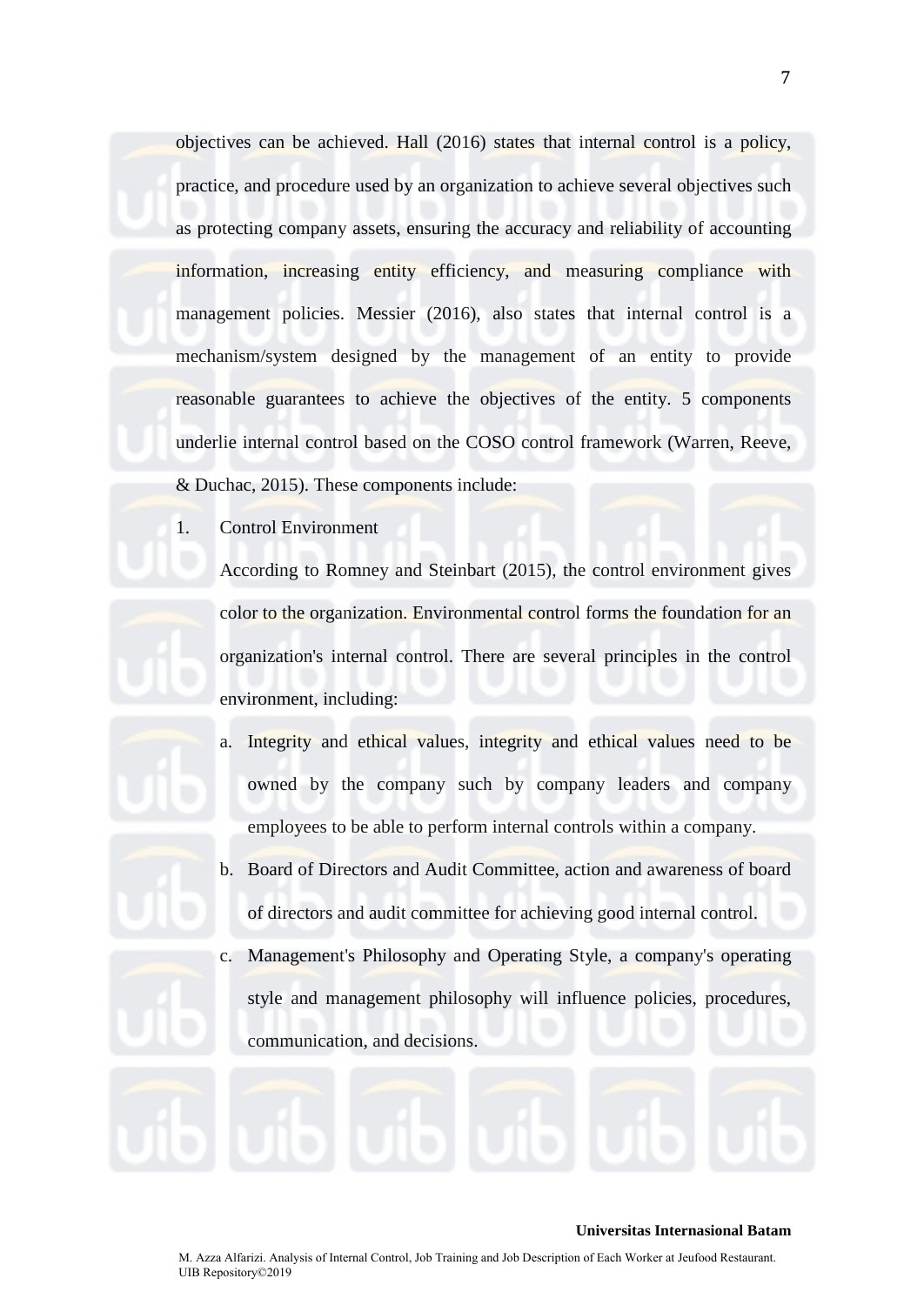objectives can be achieved. Hall (2016) states that internal control is a policy, practice, and procedure used by an organization to achieve several objectives such as protecting company assets, ensuring the accuracy and reliability of accounting information, increasing entity efficiency, and measuring compliance with management policies. Messier (2016), also states that internal control is a mechanism/system designed by the management of an entity to provide reasonable guarantees to achieve the objectives of the entity. 5 components underlie internal control based on the COSO control framework (Warren, Reeve, & Duchac, 2015). These components include:

1. Control Environment

   According to Romney and Steinbart (2015), the control environment gives color to the organization. Environmental control forms the foundation for an organization's internal control. There are several principles in the control environment, including:

   a. Integrity and ethical values, integrity and ethical values need to be owned by the company such by company leaders and company employees to be able to perform internal controls within a company.

   b. Board of Directors and Audit Committee, action and awareness of board of directors and audit committee for achieving good internal control.

   c. Management's Philosophy and Operating Style, a company's operating style and management philosophy will influence policies, procedures, communication, and decisions.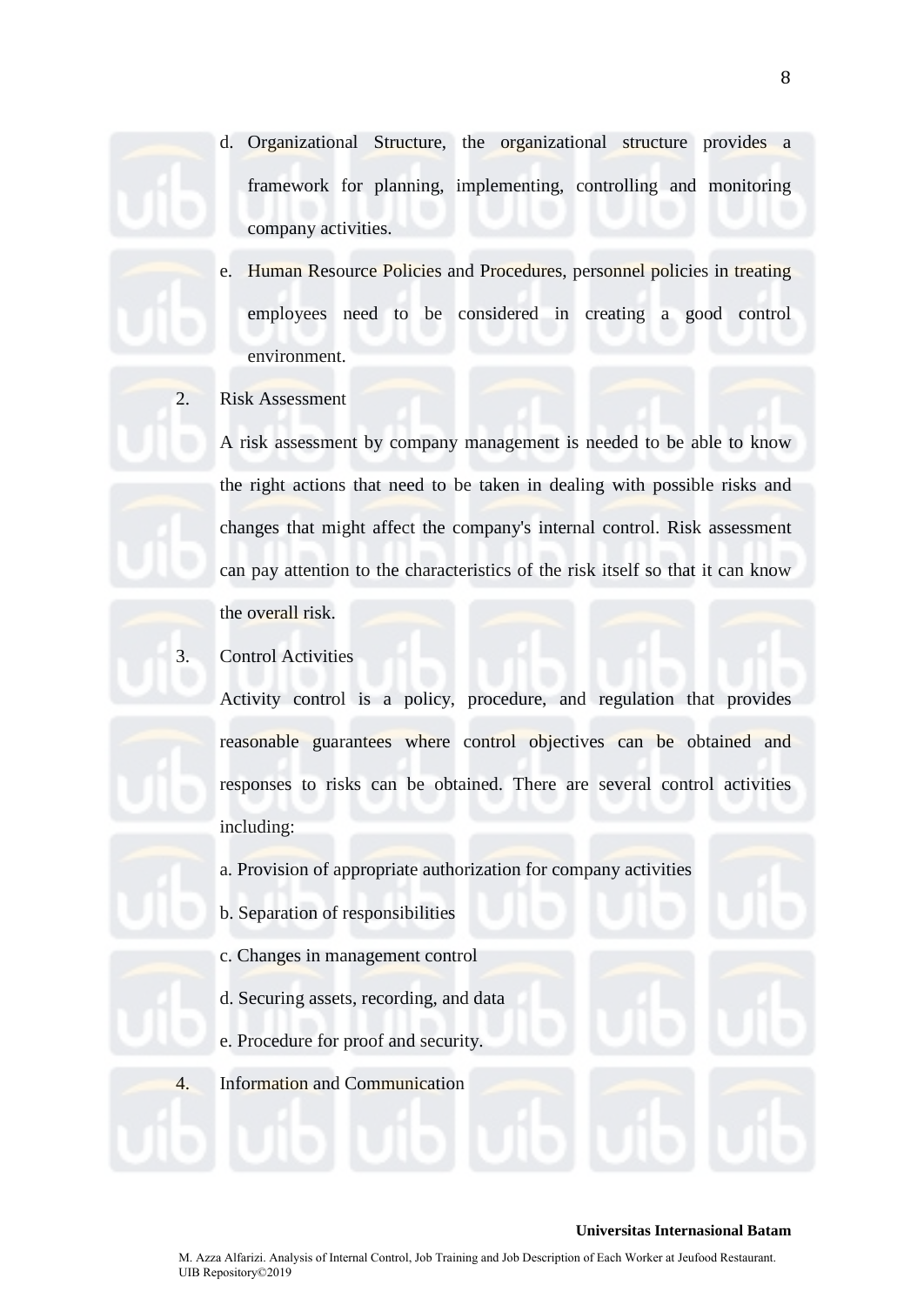d. Organizational Structure, the organizational structure provides a framework for planning, implementing, controlling and monitoring company activities.

e. Human Resource Policies and Procedures, personnel policies in treating employees need to be considered in creating a good control environment.

2. Risk Assessment

A risk assessment by company management is needed to be able to know the right actions that need to be taken in dealing with possible risks and changes that might affect the company's internal control. Risk assessment can pay attention to the characteristics of the risk itself so that it can know the overall risk.

3. Control Activities

Activity control is a policy, procedure, and regulation that provides reasonable guarantees where control objectives can be obtained and responses to risks can be obtained. There are several control activities including:

a. Provision of appropriate authorization for company activities

b. Separation of responsibilities

c. Changes in management control

d. Securing assets, recording, and data

e. Procedure for proof and security.

4. Information and Communication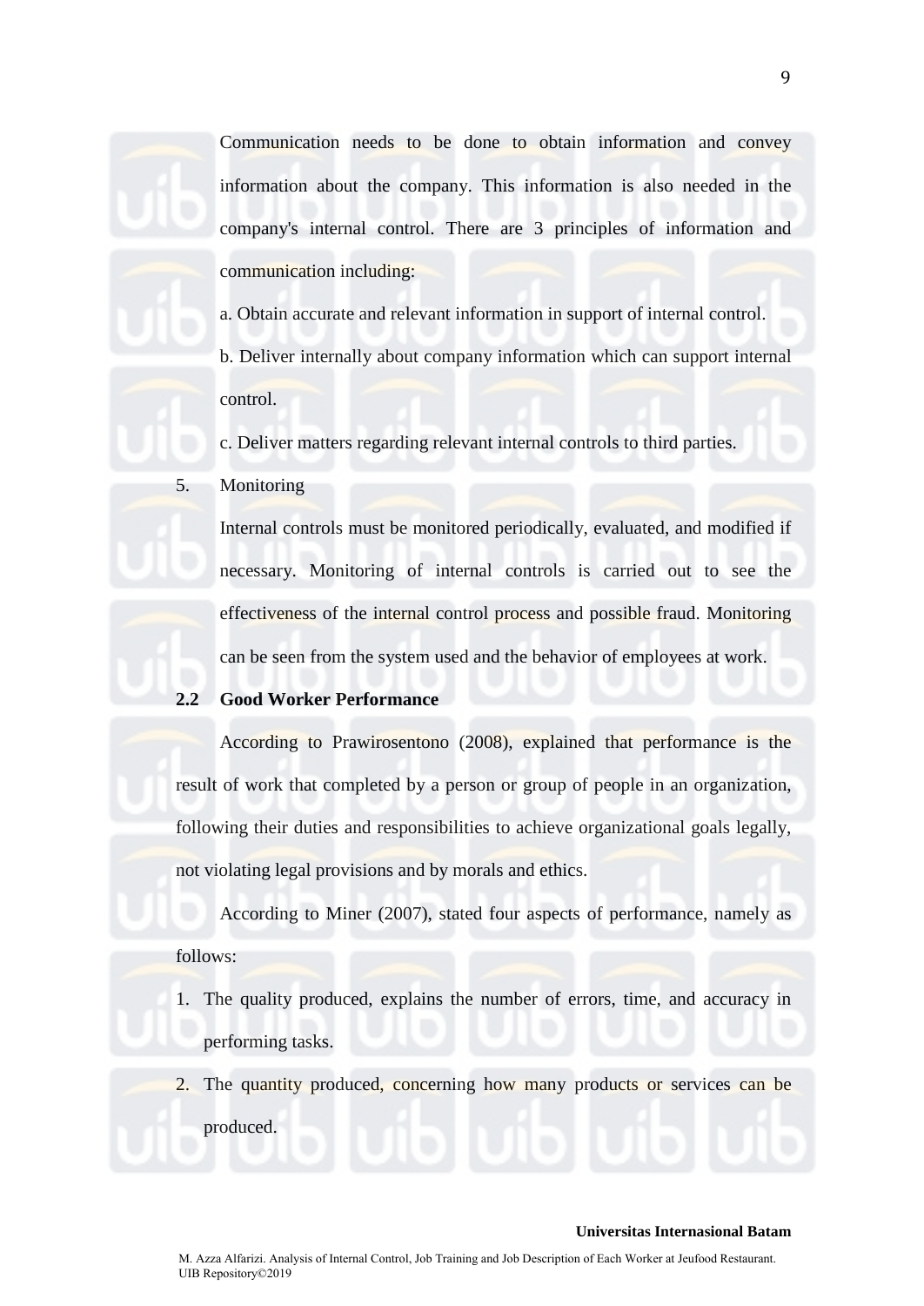Communication needs to be done to obtain information and convey information about the company. This information is also needed in the company's internal control. There are 3 principles of information and communication including:

a. Obtain accurate and relevant information in support of internal control.

b. Deliver internally about company information which can support internal control.

c. Deliver matters regarding relevant internal controls to third parties.

5. Monitoring

Internal controls must be monitored periodically, evaluated, and modified if necessary. Monitoring of internal controls is carried out to see the effectiveness of the internal control process and possible fraud. Monitoring can be seen from the system used and the behavior of employees at work.

## 2.2 Good Worker Performance

According to Prawirosentono (2008), explained that performance is the result of work that completed by a person or group of people in an organization, following their duties and responsibilities to achieve organizational goals legally, not violating legal provisions and by morals and ethics.

According to Miner (2007), stated four aspects of performance, namely as follows:

1. The quality produced, explains the number of errors, time, and accuracy in performing tasks.
2. The quantity produced, concerning how many products or services can be produced.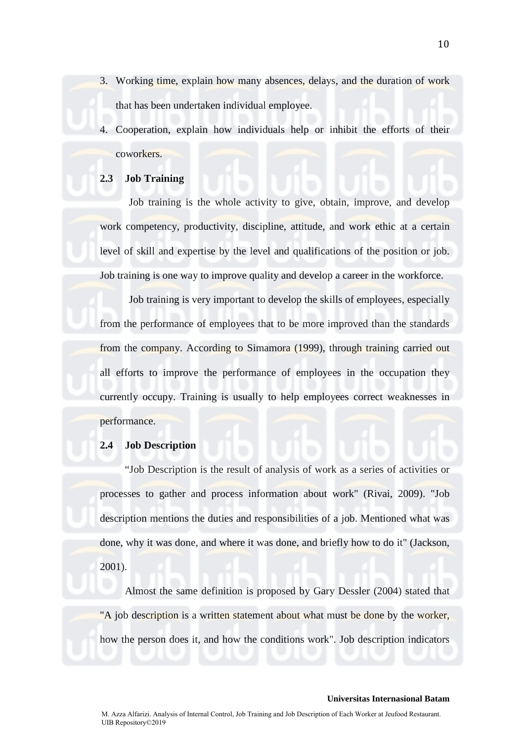3. Working time, explain how many absences, delays, and the duration of work that has been undertaken individual employee.
4. Cooperation, explain how individuals help or inhibit the efforts of their coworkers.

## 2.3 Job Training

Job training is the whole activity to give, obtain, improve, and develop work competency, productivity, discipline, attitude, and work ethic at a certain level of skill and expertise by the level and qualifications of the position or job. Job training is one way to improve quality and develop a career in the workforce.

Job training is very important to develop the skills of employees, especially from the performance of employees that to be more improved than the standards from the company. According to Simamora (1999), through training carried out all efforts to improve the performance of employees in the occupation they currently occupy. Training is usually to help employees correct weaknesses in performance.

## 2.4 Job Description

"Job Description is the result of analysis of work as a series of activities or processes to gather and process information about work" (Rivai, 2009). "Job description mentions the duties and responsibilities of a job. Mentioned what was done, why it was done, and where it was done, and briefly how to do it" (Jackson, 2001).

Almost the same definition is proposed by Gary Dessler (2004) stated that "A job description is a written statement about what must be done by the worker, how the person does it, and how the conditions work". Job description indicators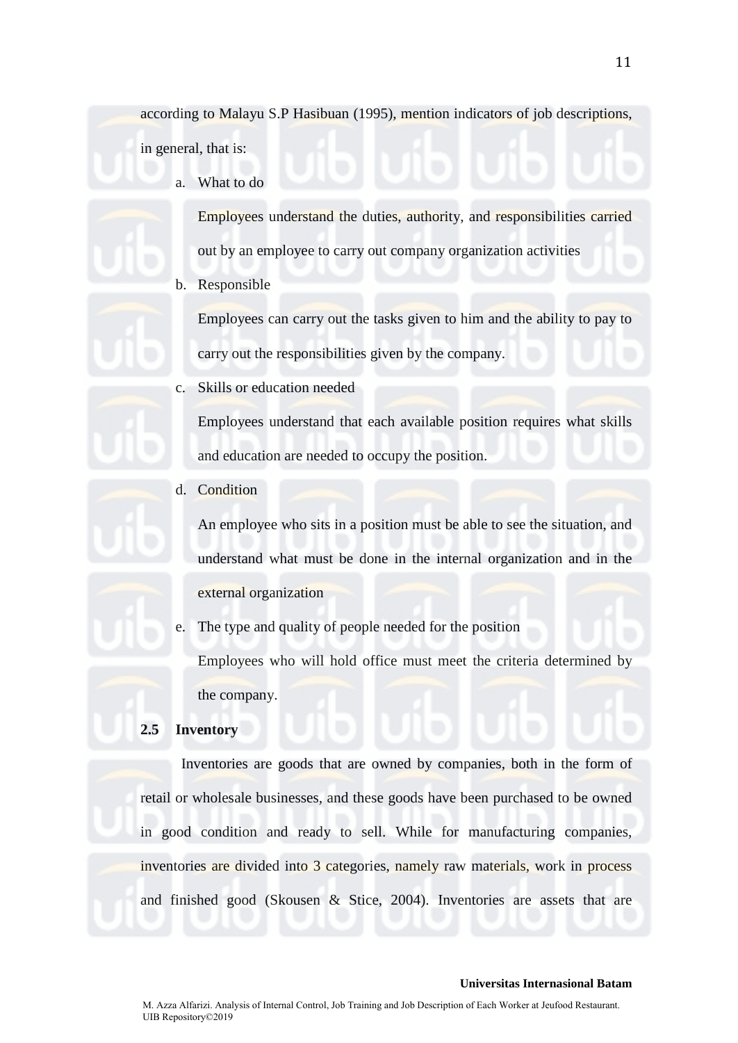according to Malayu S.P Hasibuan (1995), mention indicators of job descriptions, in general, that is:

a. What to do

   Employees understand the duties, authority, and responsibilities carried out by an employee to carry out company organization activities

b. Responsible

   Employees can carry out the tasks given to him and the ability to pay to carry out the responsibilities given by the company.

c. Skills or education needed

   Employees understand that each available position requires what skills and education are needed to occupy the position.

d. Condition

   An employee who sits in a position must be able to see the situation, and understand what must be done in the internal organization and in the external organization

e. The type and quality of people needed for the position

   Employees who will hold office must meet the criteria determined by the company.

## 2.5 Inventory

Inventories are goods that are owned by companies, both in the form of retail or wholesale businesses, and these goods have been purchased to be owned in good condition and ready to sell. While for manufacturing companies, inventories are divided into 3 categories, namely raw materials, work in process and finished good (Skousen & Stice, 2004). Inventories are assets that are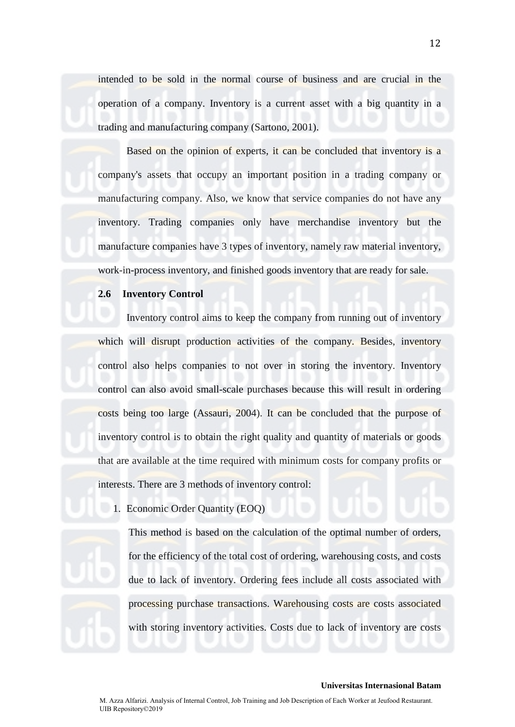intended to be sold in the normal course of business and are crucial in the operation of a company. Inventory is a current asset with a big quantity in a trading and manufacturing company (Sartono, 2001).

Based on the opinion of experts, it can be concluded that inventory is a company's assets that occupy an important position in a trading company or manufacturing company. Also, we know that service companies do not have any inventory. Trading companies only have merchandise inventory but the manufacture companies have 3 types of inventory, namely raw material inventory, work-in-process inventory, and finished goods inventory that are ready for sale.

## 2.6 Inventory Control

Inventory control aims to keep the company from running out of inventory which will disrupt production activities of the company. Besides, inventory control also helps companies to not over in storing the inventory. Inventory control can also avoid small-scale purchases because this will result in ordering costs being too large (Assauri, 2004). It can be concluded that the purpose of inventory control is to obtain the right quality and quantity of materials or goods that are available at the time required with minimum costs for company profits or interests. There are 3 methods of inventory control:

1. Economic Order Quantity (EOQ)

   This method is based on the calculation of the optimal number of orders, for the efficiency of the total cost of ordering, warehousing costs, and costs due to lack of inventory. Ordering fees include all costs associated with processing purchase transactions. Warehousing costs are costs associated with storing inventory activities. Costs due to lack of inventory are costs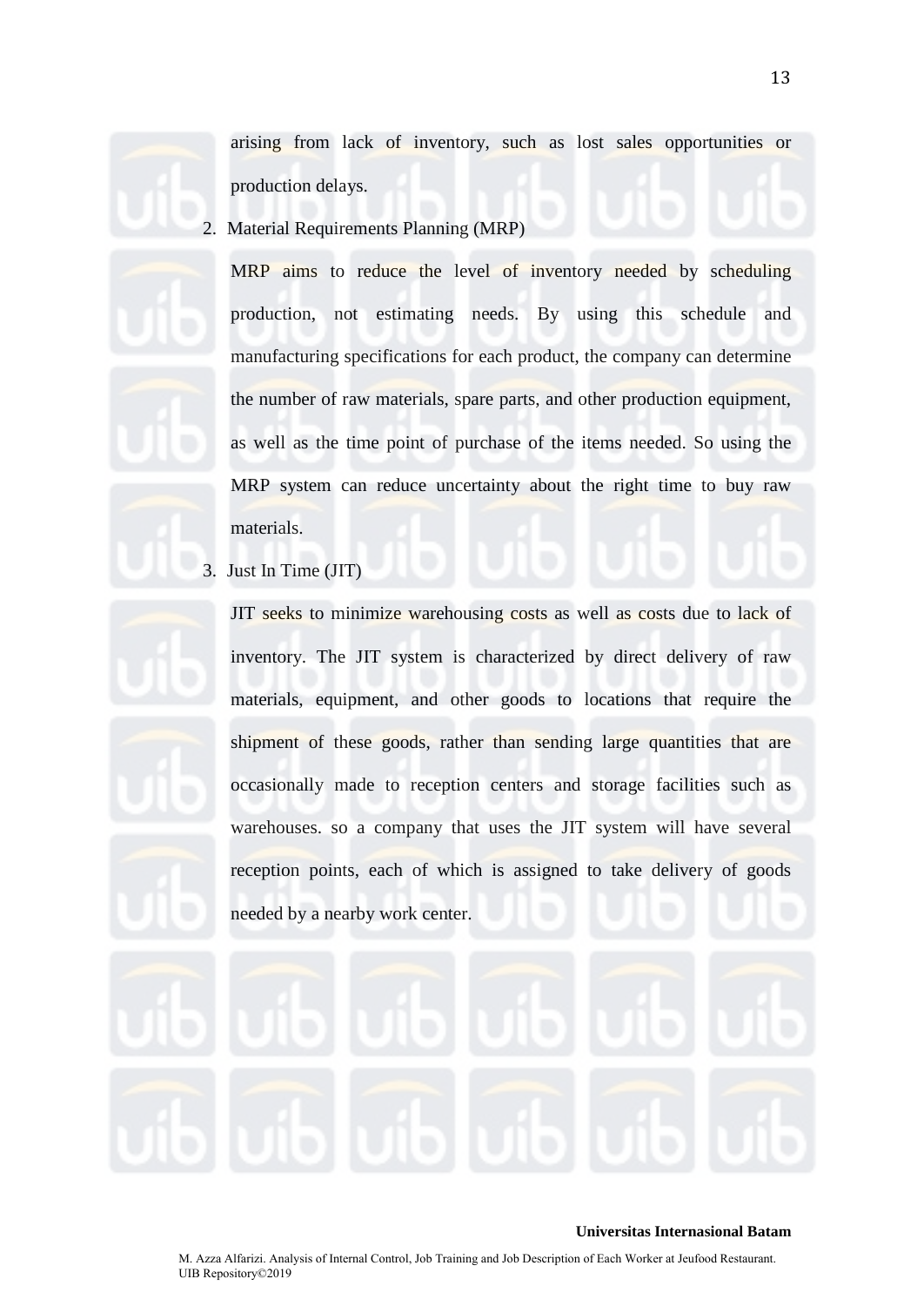arising from lack of inventory, such as lost sales opportunities or production delays.

2. Material Requirements Planning (MRP)

   MRP aims to reduce the level of inventory needed by scheduling production, not estimating needs. By using this schedule and manufacturing specifications for each product, the company can determine the number of raw materials, spare parts, and other production equipment, as well as the time point of purchase of the items needed. So using the MRP system can reduce uncertainty about the right time to buy raw materials.

3. Just In Time (JIT)

   JIT seeks to minimize warehousing costs as well as costs due to lack of inventory. The JIT system is characterized by direct delivery of raw materials, equipment, and other goods to locations that require the shipment of these goods, rather than sending large quantities that are occasionally made to reception centers and storage facilities such as warehouses. so a company that uses the JIT system will have several reception points, each of which is assigned to take delivery of goods needed by a nearby work center.